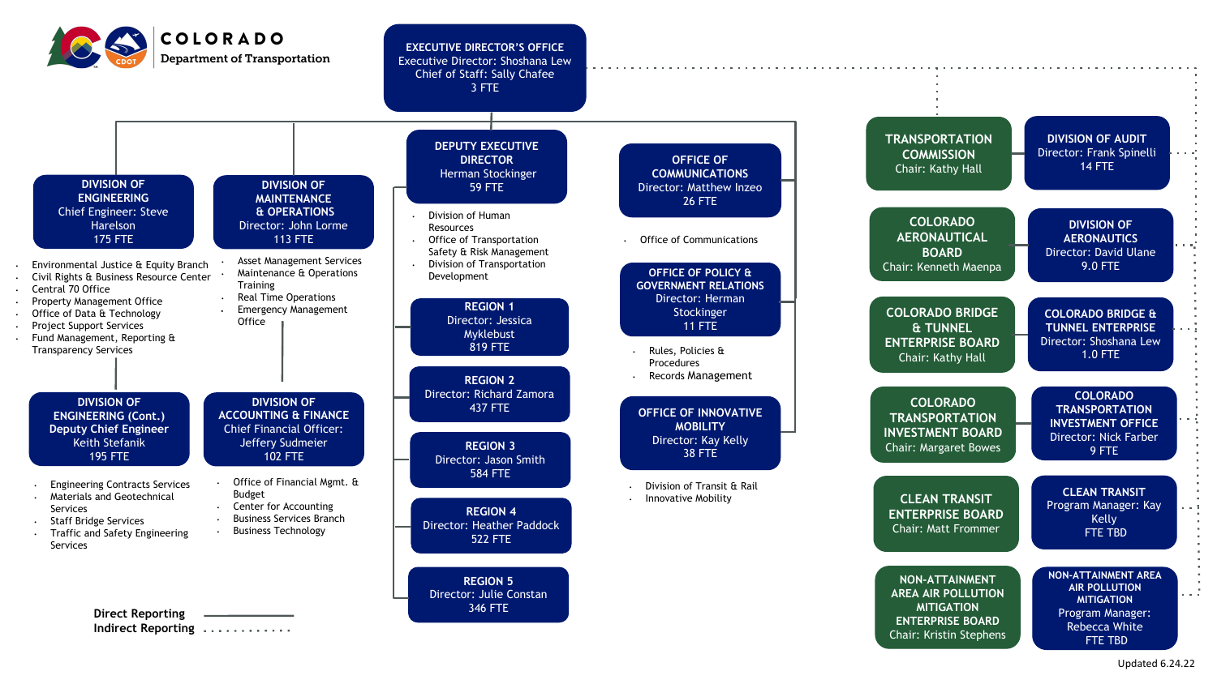# COLORADO Department of Transportation

## EXECUTIVE DIRECTOR'S OFFICE
Executive Director: Shoshana Lew
Chief of Staff: Sally Chafee
3 FTE

### DIVISION OF ENGINEERING
Chief Engineer: Steve Harelson
175 FTE

- Environmental Justice & Equity Branch
- Civil Rights & Business Resource Center
- Central 70 Office
- Property Management Office
- Office of Data & Technology
- Project Support Services
- Fund Management, Reporting & Transparency Services

### DIVISION OF ENGINEERING (Cont.)
**Deputy Chief Engineer**
Keith Stefanik
195 FTE

- Engineering Contracts Services
- Materials and Geotechnical Services
- Staff Bridge Services
- Traffic and Safety Engineering Services

### DIVISION OF MAINTENANCE & OPERATIONS
Director: John Lorme
113 FTE

- Asset Management Services
- Maintenance & Operations Training
- Real Time Operations
- Emergency Management Office

### DIVISION OF ACCOUNTING & FINANCE
Chief Financial Officer: Jeffery Sudmeier
102 FTE

- Office of Financial Mgmt. & Budget
- Center for Accounting
- Business Services Branch
- Business Technology

### DEPUTY EXECUTIVE DIRECTOR
Herman Stockinger
59 FTE

- Division of Human Resources
- Office of Transportation Safety & Risk Management
- Division of Transportation Development

#### REGION 1
Director: Jessica Myklebust
819 FTE

#### REGION 2
Director: Richard Zamora
437 FTE

#### REGION 3
Director: Jason Smith
584 FTE

#### REGION 4
Director: Heather Paddock
522 FTE

#### REGION 5
Director: Julie Constan
346 FTE

### OFFICE OF COMMUNICATIONS
Director: Matthew Inzeo
26 FTE

- Office of Communications

### OFFICE OF POLICY & GOVERNMENT RELATIONS
Director: Herman Stockinger
11 FTE

- Rules, Policies & Procedures
- Records Management

### OFFICE OF INNOVATIVE MOBILITY
Director: Kay Kelly
38 FTE

- Division of Transit & Rail
- Innovative Mobility

### TRANSPORTATION COMMISSION
Chair: Kathy Hall

#### DIVISION OF AUDIT
Director: Frank Spinelli
14 FTE

### COLORADO AERONAUTICAL BOARD
Chair: Kenneth Maenpa

#### DIVISION OF AERONAUTICS
Director: David Ulane
9.0 FTE

### COLORADO BRIDGE & TUNNEL ENTERPRISE BOARD
Chair: Kathy Hall

#### COLORADO BRIDGE & TUNNEL ENTERPRISE
Director: Shoshana Lew
1.0 FTE

### COLORADO TRANSPORTATION INVESTMENT BOARD
Chair: Margaret Bowes

#### COLORADO TRANSPORTATION INVESTMENT OFFICE
Director: Nick Farber
9 FTE

### CLEAN TRANSIT ENTERPRISE BOARD
Chair: Matt Frommer

#### CLEAN TRANSIT
Program Manager: Kay Kelly
FTE TBD

### NON-ATTAINMENT AREA AIR POLLUTION MITIGATION ENTERPRISE BOARD
Chair: Kristin Stephens

#### NON-ATTAINMENT AREA AIR POLLUTION MITIGATION
Program Manager: Rebecca White
FTE TBD

Direct Reporting ———
Indirect Reporting . . . . . . . . . . .

Updated 6.24.22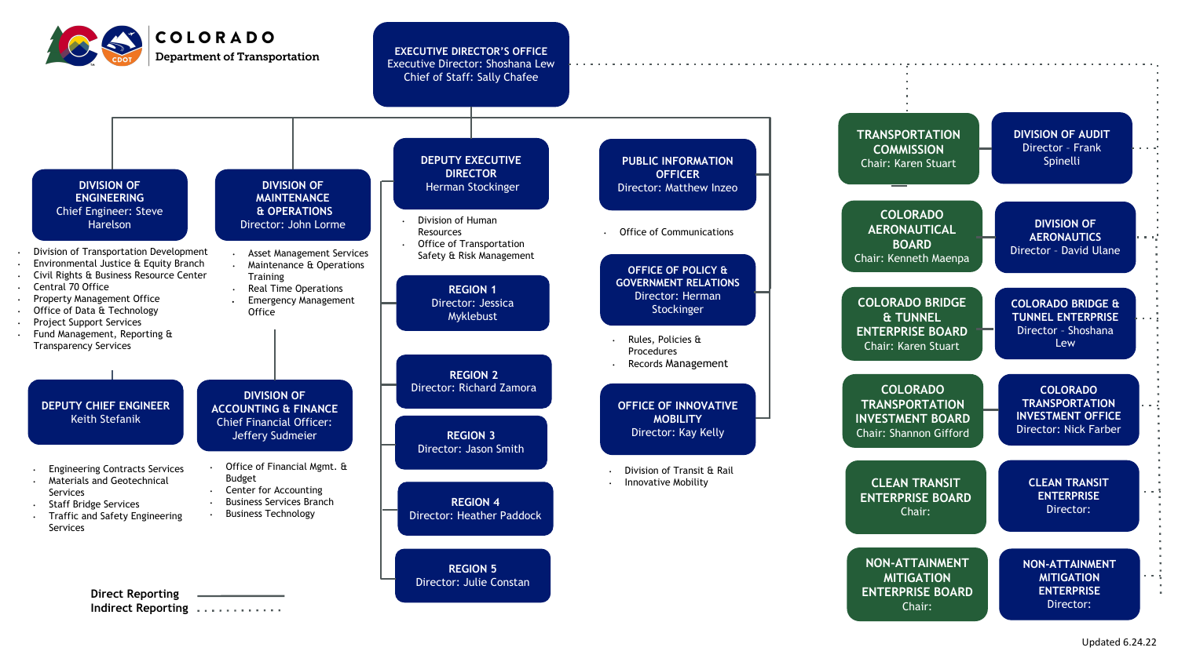COLORADO
Department of Transportation

## EXECUTIVE DIRECTOR'S OFFICE
Executive Director: Shoshana Lew
Chief of Staff: Sally Chafee

### DIVISION OF ENGINEERING
Chief Engineer: Steve Harelson

- Division of Transportation Development
- Environmental Justice & Equity Branch
- Civil Rights & Business Resource Center
- Central 70 Office
- Property Management Office
- Office of Data & Technology
- Project Support Services
- Fund Management, Reporting & Transparency Services

### DEPUTY CHIEF ENGINEER
Keith Stefanik

- Engineering Contracts Services
- Materials and Geotechnical Services
- Staff Bridge Services
- Traffic and Safety Engineering Services

### DIVISION OF MAINTENANCE & OPERATIONS
Director: John Lorme

- Asset Management Services
- Maintenance & Operations Training
- Real Time Operations
- Emergency Management Office

### DIVISION OF ACCOUNTING & FINANCE
Chief Financial Officer: Jeffery Sudmeier

- Office of Financial Mgmt. & Budget
- Center for Accounting
- Business Services Branch
- Business Technology

### DEPUTY EXECUTIVE DIRECTOR
Herman Stockinger

- Division of Human Resources
- Office of Transportation Safety & Risk Management

### REGION 1
Director: Jessica Myklebust

### REGION 2
Director: Richard Zamora

### REGION 3
Director: Jason Smith

### REGION 4
Director: Heather Paddock

### REGION 5
Director: Julie Constan

### PUBLIC INFORMATION OFFICER
Director: Matthew Inzeo

- Office of Communications

### OFFICE OF POLICY & GOVERNMENT RELATIONS
Director: Herman Stockinger

- Rules, Policies & Procedures
- Records Management

### OFFICE OF INNOVATIVE MOBILITY
Director: Kay Kelly

- Division of Transit & Rail
- Innovative Mobility

### TRANSPORTATION COMMISSION
Chair: Karen Stuart

### DIVISION OF AUDIT
Director - Frank Spinelli

### COLORADO AERONAUTICAL BOARD
Chair: Kenneth Maenpa

### DIVISION OF AERONAUTICS
Director - David Ulane

### COLORADO BRIDGE & TUNNEL ENTERPRISE BOARD
Chair: Karen Stuart

### COLORADO BRIDGE & TUNNEL ENTERPRISE
Director - Shoshana Lew

### COLORADO TRANSPORTATION INVESTMENT BOARD
Chair: Shannon Gifford

### COLORADO TRANSPORTATION INVESTMENT OFFICE
Director: Nick Farber

### CLEAN TRANSIT ENTERPRISE BOARD
Chair:

### CLEAN TRANSIT ENTERPRISE
Director:

### NON-ATTAINMENT MITIGATION ENTERPRISE BOARD
Chair:

### NON-ATTAINMENT MITIGATION ENTERPRISE
Director:

Direct Reporting
Indirect Reporting

Updated 6.24.22